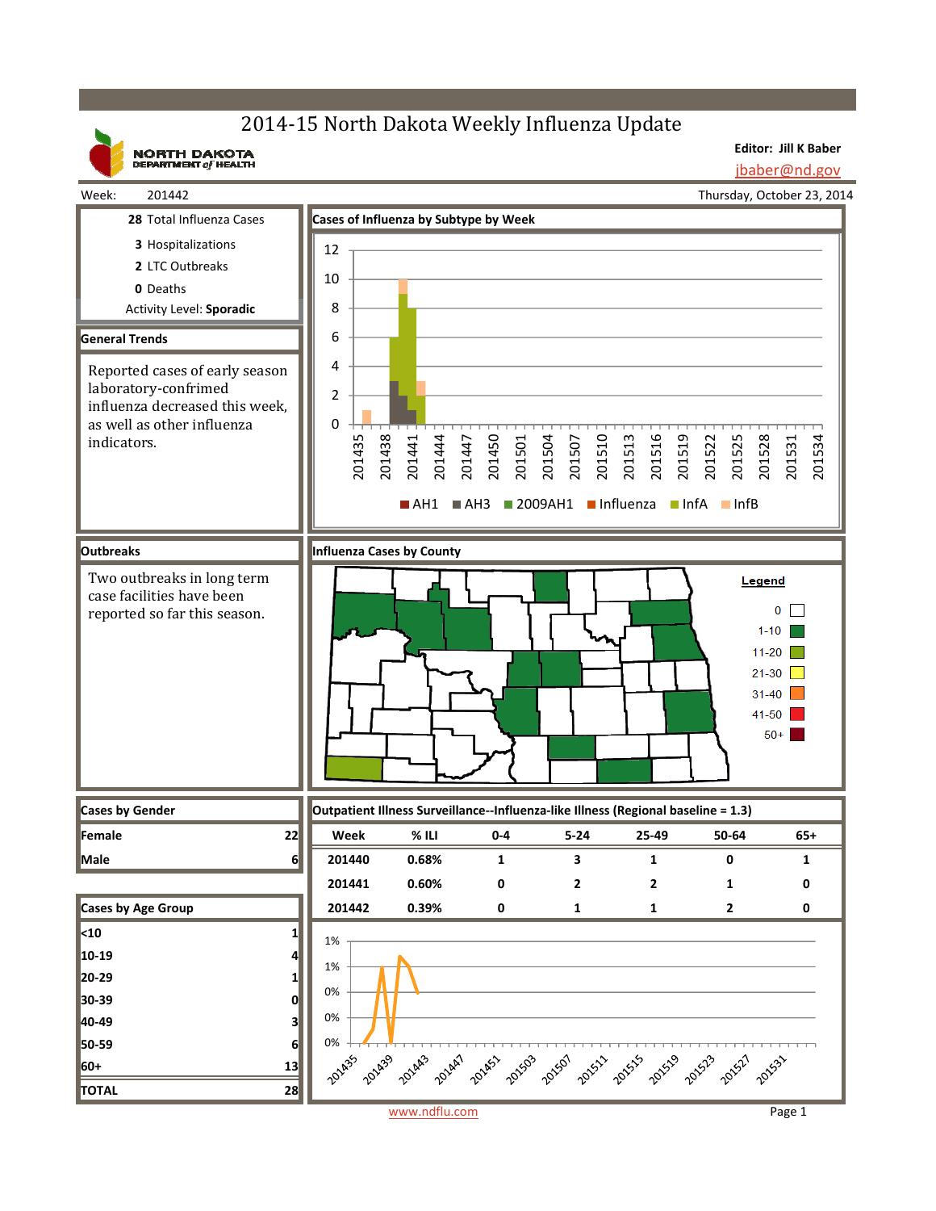# 2014-15 North Dakota Weekly Influenza Update

NORTH DAKOTA DEPARTMENT of HEALTH

**Editor: Jill K Baber**
jbaber@nd.gov

Week: 201442 | Thursday, October 23, 2014

**28** Total Influenza Cases
**3** Hospitalizations
**2** LTC Outbreaks
**0** Deaths
Activity Level: **Sporadic**

## General Trends

Reported cases of early season laboratory-confrimed influenza decreased this week, as well as other influenza indicators.

## Cases of Influenza by Subtype by Week

12
10
8
6
4
2
0

201435 201438 201441 201444 201447 201450 201501 201504 201507 201510 201513 201516 201519 201522 201525 201528 201531 201534

AH1 AH3 2009AH1 Influenza InfA InfB

## Outbreaks

Two outbreaks in long term case facilities have been reported so far this season.

## Influenza Cases by County

Legend
0
1-10
11-20
21-30
31-40
41-50
50+

## Cases by Gender

| | |
|---|---|
| Female | 22 |
| Male | 6 |

## Cases by Age Group

| | |
|---|---|
| <10 | 1 |
| 10-19 | 4 |
| 20-29 | 1 |
| 30-39 | 0 |
| 40-49 | 3 |
| 50-59 | 6 |
| 60+ | 13 |
| TOTAL | 28 |

## Outpatient Illness Surveillance--Influenza-like Illness (Regional baseline = 1.3)

| Week | % ILI | 0-4 | 5-24 | 25-49 | 50-64 | 65+ |
|---|---|---|---|---|---|---|
| 201440 | 0.68% | 1 | 3 | 1 | 0 | 1 |
| 201441 | 0.60% | 0 | 2 | 2 | 1 | 0 |
| 201442 | 0.39% | 0 | 1 | 1 | 2 | 0 |

1%
1%
0%
0%
0%

201435 201439 201443 201447 201451 201503 201507 201511 201515 201519 201523 201527 201531

www.ndflu.com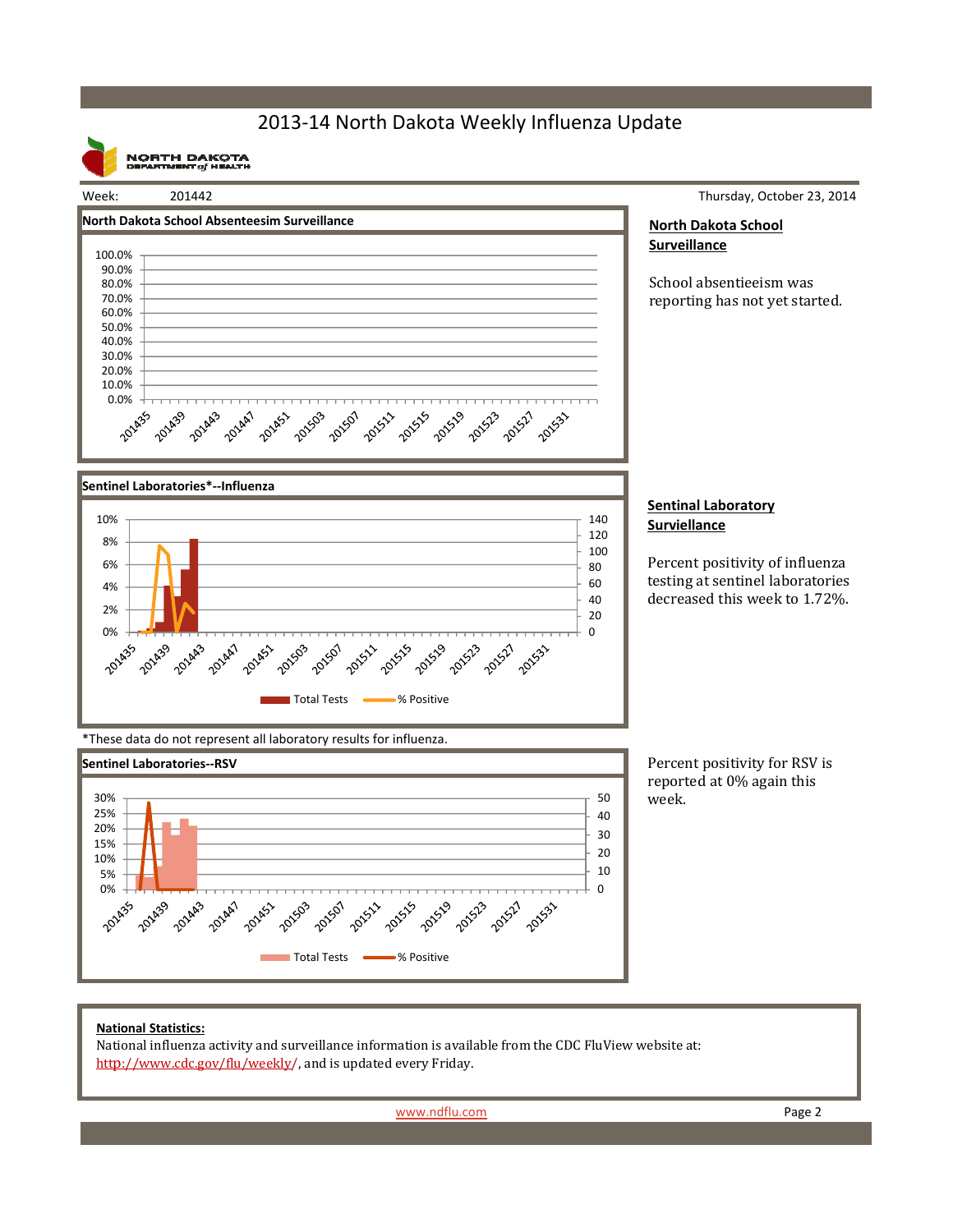# 2013-14 North Dakota Weekly Influenza Update

NORTH DAKOTA DEPARTMENT of HEALTH

Week: 201442

Thursday, October 23, 2014

## North Dakota School Absenteesim Surveillance

100.0%
90.0%
80.0%
70.0%
60.0%
50.0%
40.0%
30.0%
20.0%
10.0%
0.0%

201435 201439 201443 201447 201451 201503 201507 201511 201515 201519 201523 201527 201531

### North Dakota School Surveillance

School absentieeism was reporting has not yet started.

## Sentinel Laboratories*--Influenza

10%
8%
6%
4%
2%
0%

140
120
100
80
60
40
20
0

201435 201439 201443 201447 201451 201503 201507 201511 201515 201519 201523 201527 201531

Total Tests    % Positive

### Sentinal Laboratory Surviellance

Percent positivity of influenza testing at sentinel laboratories decreased this week to 1.72%.

*These data do not represent all laboratory results for influenza.

## Sentinel Laboratories--RSV

30%
25%
20%
15%
10%
5%
0%

50
40
30
20
10
0

201435 201439 201443 201447 201451 201503 201507 201511 201515 201519 201523 201527 201531

Total Tests    % Positive

Percent positivity for RSV is reported at 0% again this week.

**National Statistics:**
National influenza activity and surveillance information is available from the CDC FluView website at: http://www.cdc.gov/flu/weekly/, and is updated every Friday.

www.ndflu.com